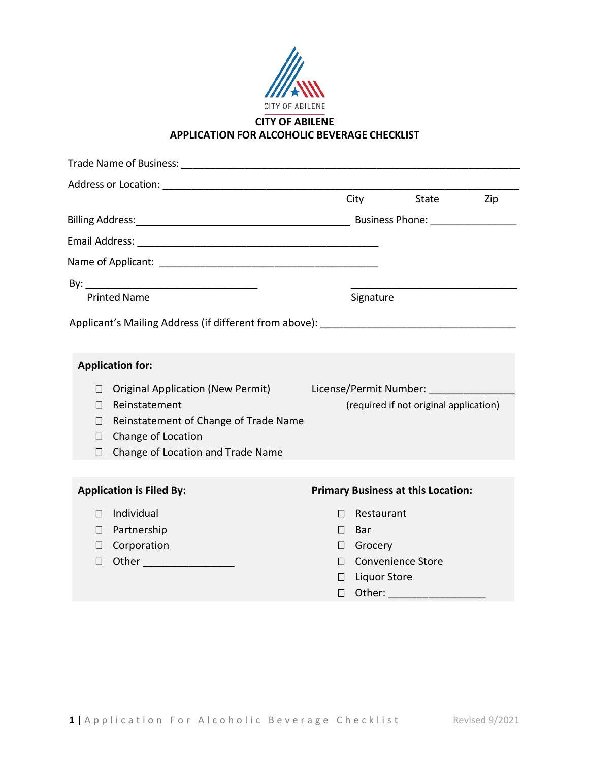CITY OF ABILENE

# CITY OF ABILENE
## APPLICATION FOR ALCOHOLIC BEVERAGE CHECKLIST

Trade Name of Business: ___________________________________________________________

Address or Location: ______________________________________________________________

City State Zip

Billing Address: ________________________________________ Business Phone: _______________

Email Address: __________________________________________

Name of Applicant: ______________________________________

By: _______________________________ _______________________________

Printed Name Signature

Applicant's Mailing Address (if different from above): __________________________________

**Application for:**

- ☐ Original Application (New Permit)
- ☐ Reinstatement
- ☐ Reinstatement of Change of Trade Name
- ☐ Change of Location
- ☐ Change of Location and Trade Name

License/Permit Number: ______________
(required if not original application)

**Application is Filed By:**

- ☐ Individual
- ☐ Partnership
- ☐ Corporation
- ☐ Other _______________

**Primary Business at this Location:**

- ☐ Restaurant
- ☐ Bar
- ☐ Grocery
- ☐ Convenience Store
- ☐ Liquor Store
- ☐ Other: ________________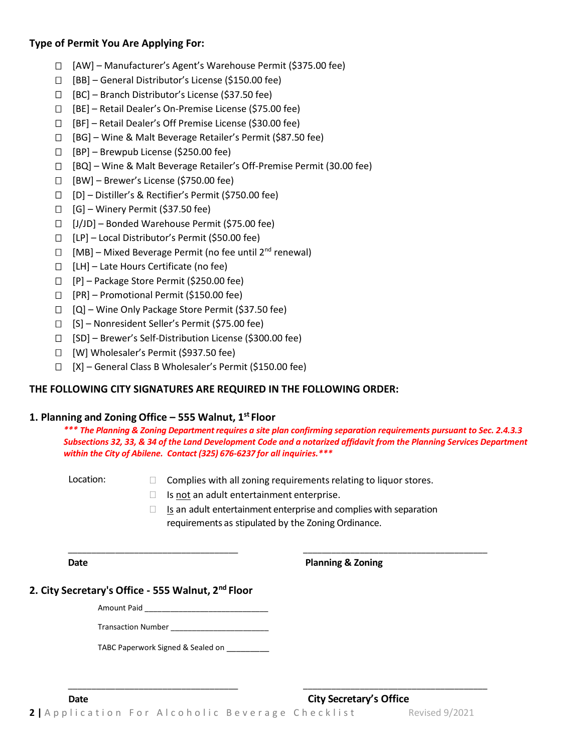**Type of Permit You Are Applying For:**

- ☐ [AW] – Manufacturer's Agent's Warehouse Permit ($375.00 fee)
- ☐ [BB] – General Distributor's License ($150.00 fee)
- ☐ [BC] – Branch Distributor's License ($37.50 fee)
- ☐ [BE] – Retail Dealer's On-Premise License ($75.00 fee)
- ☐ [BF] – Retail Dealer's Off Premise License ($30.00 fee)
- ☐ [BG] – Wine & Malt Beverage Retailer's Permit ($87.50 fee)
- ☐ [BP] – Brewpub License ($250.00 fee)
- ☐ [BQ] – Wine & Malt Beverage Retailer's Off-Premise Permit (30.00 fee)
- ☐ [BW] – Brewer's License ($750.00 fee)
- ☐ [D] – Distiller's & Rectifier's Permit ($750.00 fee)
- ☐ [G] – Winery Permit ($37.50 fee)
- ☐ [J/JD] – Bonded Warehouse Permit ($75.00 fee)
- ☐ [LP] – Local Distributor's Permit ($50.00 fee)
- ☐ [MB] – Mixed Beverage Permit (no fee until 2nd renewal)
- ☐ [LH] – Late Hours Certificate (no fee)
- ☐ [P] – Package Store Permit ($250.00 fee)
- ☐ [PR] – Promotional Permit ($150.00 fee)
- ☐ [Q] – Wine Only Package Store Permit ($37.50 fee)
- ☐ [S] – Nonresident Seller's Permit ($75.00 fee)
- ☐ [SD] – Brewer's Self-Distribution License ($300.00 fee)
- ☐ [W] Wholesaler's Permit ($937.50 fee)
- ☐ [X] – General Class B Wholesaler's Permit ($150.00 fee)

**THE FOLLOWING CITY SIGNATURES ARE REQUIRED IN THE FOLLOWING ORDER:**

**1. Planning and Zoning Office – 555 Walnut, 1st Floor**

***\*\*\* The Planning & Zoning Department requires a site plan confirming separation requirements pursuant to Sec. 2.4.3.3 Subsections 32, 33, & 34 of the Land Development Code and a notarized affidavit from the Planning Services Department within the City of Abilene. Contact (325) 676-6237 for all inquiries.\*\*\****

Location:

- ☐ Complies with all zoning requirements relating to liquor stores.
- ☐ Is not an adult entertainment enterprise.
- ☐ Is an adult entertainment enterprise and complies with separation requirements as stipulated by the Zoning Ordinance.

_______________________________ _______________________________

**Date** **Planning & Zoning**

**2. City Secretary's Office - 555 Walnut, 2nd Floor**

Amount Paid ___________________________

Transaction Number ______________________

TABC Paperwork Signed & Sealed on _________

_______________________________ _______________________________

**Date** **City Secretary's Office**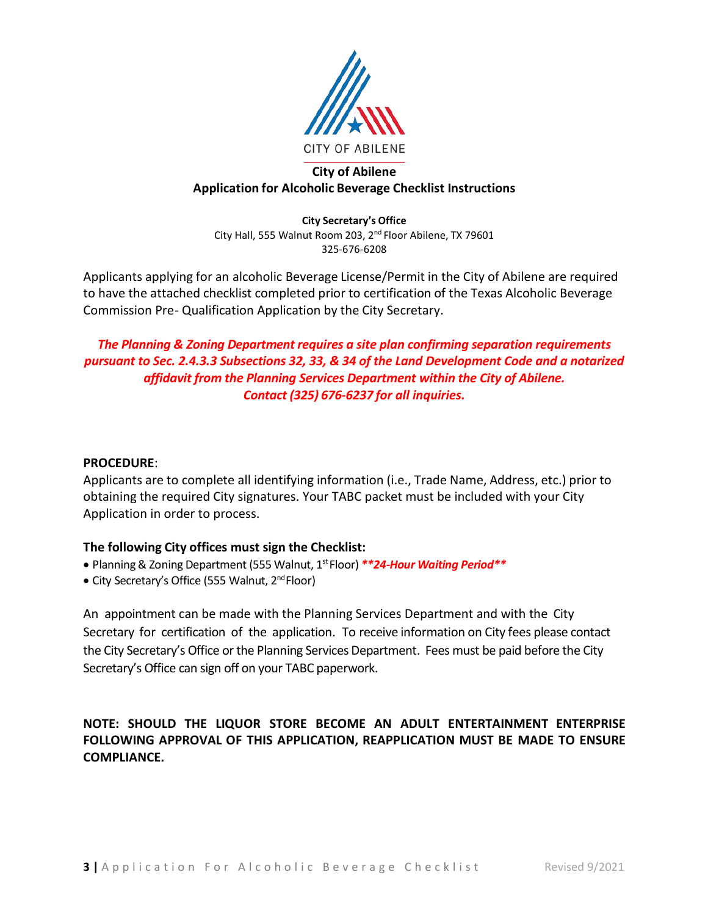CITY OF ABILENE

# City of Abilene
## Application for Alcoholic Beverage Checklist Instructions

**City Secretary's Office**
City Hall, 555 Walnut Room 203, 2nd Floor Abilene, TX 79601
325-676-6208

Applicants applying for an alcoholic Beverage License/Permit in the City of Abilene are required to have the attached checklist completed prior to certification of the Texas Alcoholic Beverage Commission Pre- Qualification Application by the City Secretary.

***The Planning & Zoning Department requires a site plan confirming separation requirements pursuant to Sec. 2.4.3.3 Subsections 32, 33, & 34 of the Land Development Code and a notarized affidavit from the Planning Services Department within the City of Abilene. Contact (325) 676-6237 for all inquiries.***

**PROCEDURE**:
Applicants are to complete all identifying information (i.e., Trade Name, Address, etc.) prior to obtaining the required City signatures. Your TABC packet must be included with your City Application in order to process.

**The following City offices must sign the Checklist:**

- Planning & Zoning Department (555 Walnut, 1st Floor) ***\*\*24-Hour Waiting Period\*\****
- City Secretary's Office (555 Walnut, 2nd Floor)

An appointment can be made with the Planning Services Department and with the City Secretary for certification of the application. To receive information on City fees please contact the City Secretary's Office or the Planning Services Department. Fees must be paid before the City Secretary's Office can sign off on your TABC paperwork.

**NOTE: SHOULD THE LIQUOR STORE BECOME AN ADULT ENTERTAINMENT ENTERPRISE FOLLOWING APPROVAL OF THIS APPLICATION, REAPPLICATION MUST BE MADE TO ENSURE COMPLIANCE.**